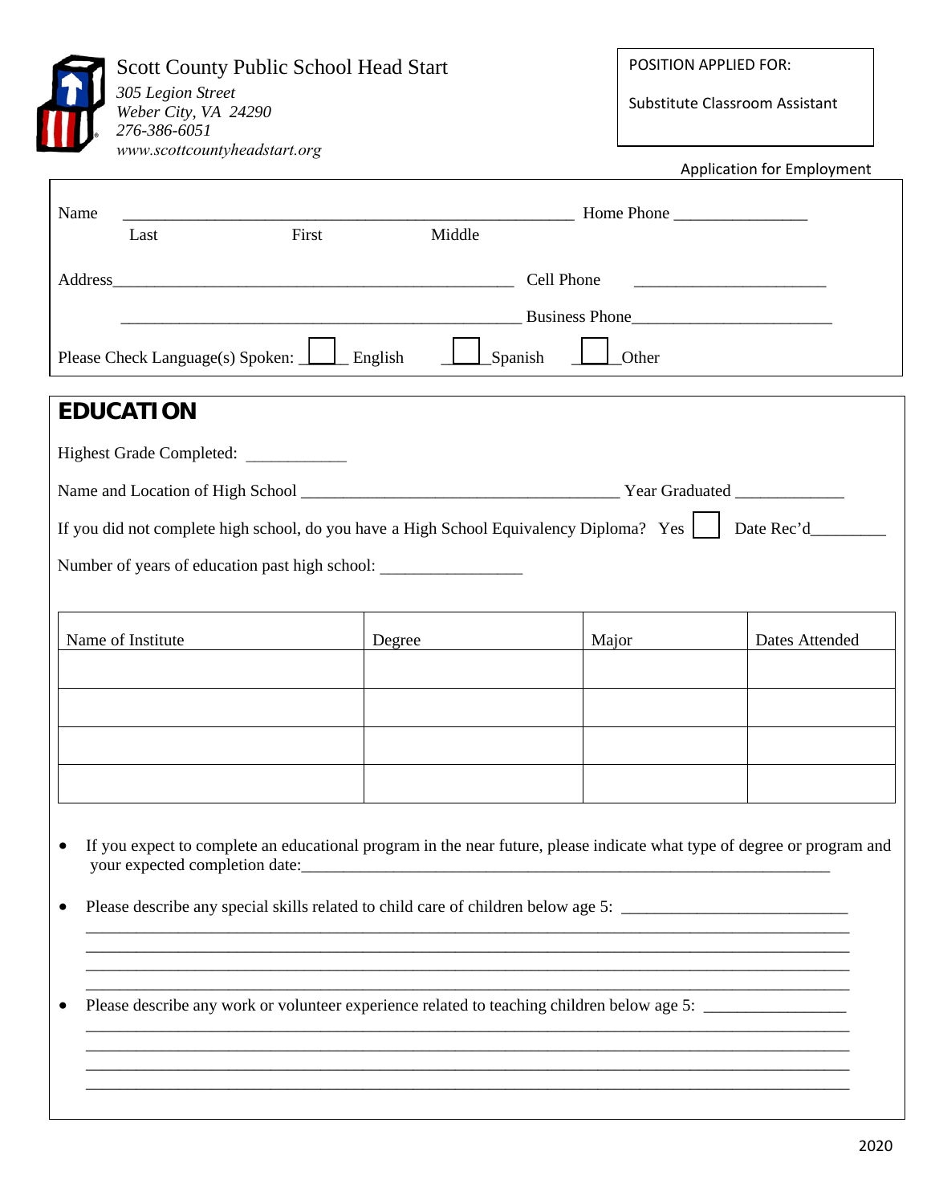# Scott County Public School Head Start

*305 Legion Street*
*Weber City, VA 24290*
*276-386-6051*
*www.scottcountyheadstart.org*

POSITION APPLIED FOR:

Substitute Classroom Assistant

Application for Employment

Name ______________________________________________________ Home Phone ________________
Last First Middle

Address_______________________________________________ Cell Phone ______________________

_______________________________________________ Business Phone________________________

Please Check Language(s) Spoken: ☐ English ☐ Spanish ☐ Other

## EDUCATION

Highest Grade Completed: ___________

Name and Location of High School ______________________________________ Year Graduated ____________

If you did not complete high school, do you have a High School Equivalency Diploma? Yes ☐ Date Rec'd________

Number of years of education past high school: ________________

| Name of Institute | Degree | Major | Dates Attended |
|---|---|---|---|
| | | | |
| | | | |
| | | | |
| | | | |

- If you expect to complete an educational program in the near future, please indicate what type of degree or program and your expected completion date:_____________________________________________________________

- Please describe any special skills related to child care of children below age 5: ___________________________
_____________________________________________________________________________________
_____________________________________________________________________________________
_____________________________________________________________________________________
_____________________________________________________________________________________

- Please describe any work or volunteer experience related to teaching children below age 5: ________________
_____________________________________________________________________________________
_____________________________________________________________________________________
_____________________________________________________________________________________
_____________________________________________________________________________________

2020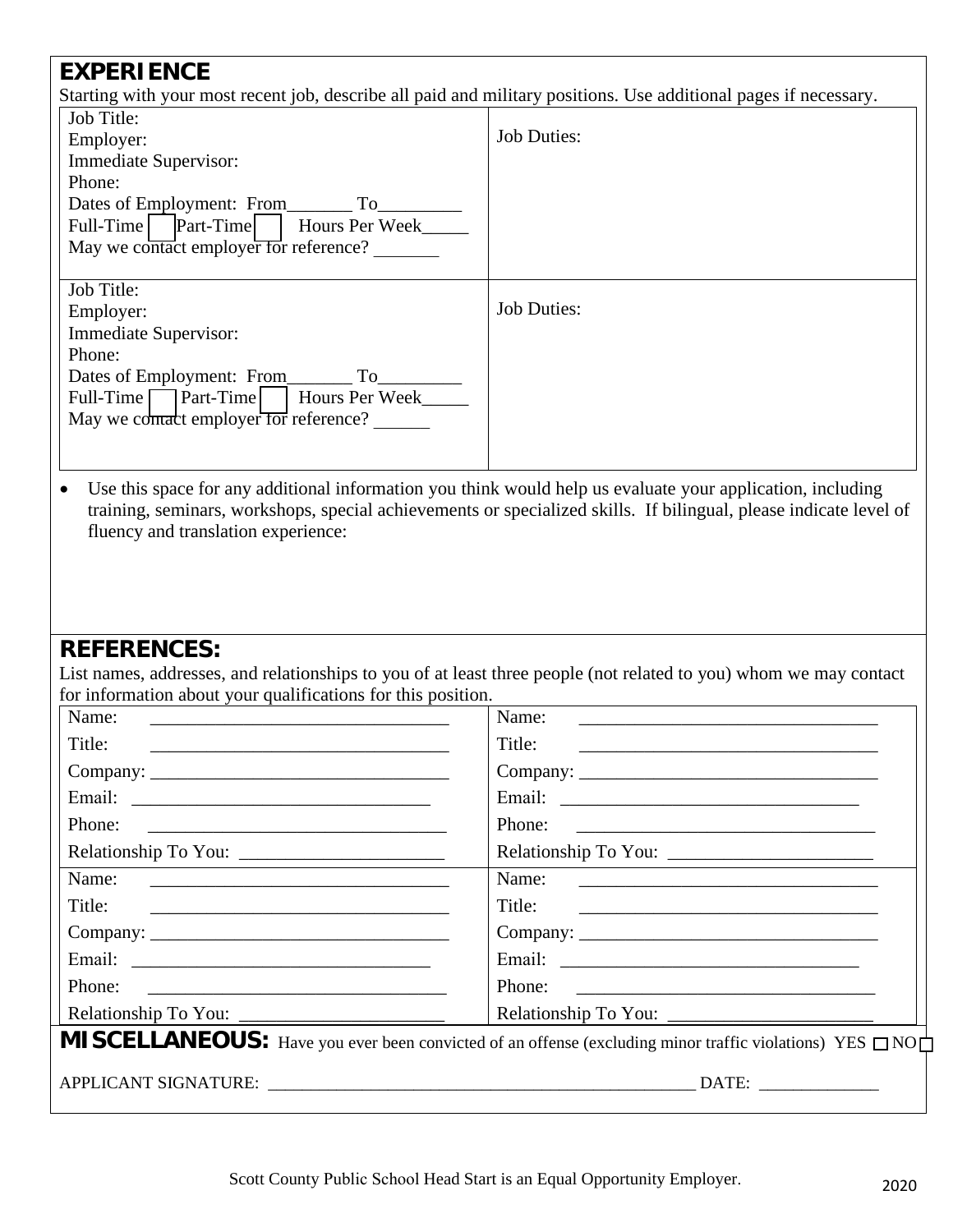## EXPERIENCE

Starting with your most recent job, describe all paid and military positions. Use additional pages if necessary.

| | |
|---|---|
| Job Title:<br>Employer:<br>Immediate Supervisor:<br>Phone:<br>Dates of Employment: From_______ To_________<br>Full-Time ☐ Part-Time ☐ Hours Per Week_____<br>May we contact employer for reference? _______ | Job Duties: |
| Job Title:<br>Employer:<br>Immediate Supervisor:<br>Phone:<br>Dates of Employment: From_______ To_________<br>Full-Time ☐ Part-Time ☐ Hours Per Week_____<br>May we contact employer for reference? ______ | Job Duties: |

- Use this space for any additional information you think would help us evaluate your application, including training, seminars, workshops, special achievements or specialized skills. If bilingual, please indicate level of fluency and translation experience:

## REFERENCES:

List names, addresses, and relationships to you of at least three people (not related to you) whom we may contact for information about your qualifications for this position.

| | |
|---|---|
| Name: ________________________________<br>Title: ________________________________<br>Company: ________________________________<br>Email: ________________________________<br>Phone: ________________________________<br>Relationship To You: ______________________ | Name: ________________________________<br>Title: ________________________________<br>Company: ________________________________<br>Email: ________________________________<br>Phone: ________________________________<br>Relationship To You: ______________________ |
| Name: ________________________________<br>Title: ________________________________<br>Company: ________________________________<br>Email: ________________________________<br>Phone: ________________________________<br>Relationship To You: ______________________ | Name: ________________________________<br>Title: ________________________________<br>Company: ________________________________<br>Email: ________________________________<br>Phone: ________________________________<br>Relationship To You: ______________________ |

**MISCELLANEOUS:** Have you ever been convicted of an offense (excluding minor traffic violations) YES ☐ NO ☐

APPLICANT SIGNATURE: ________________________________________________ DATE: ______________

Scott County Public School Head Start is an Equal Opportunity Employer.

2020